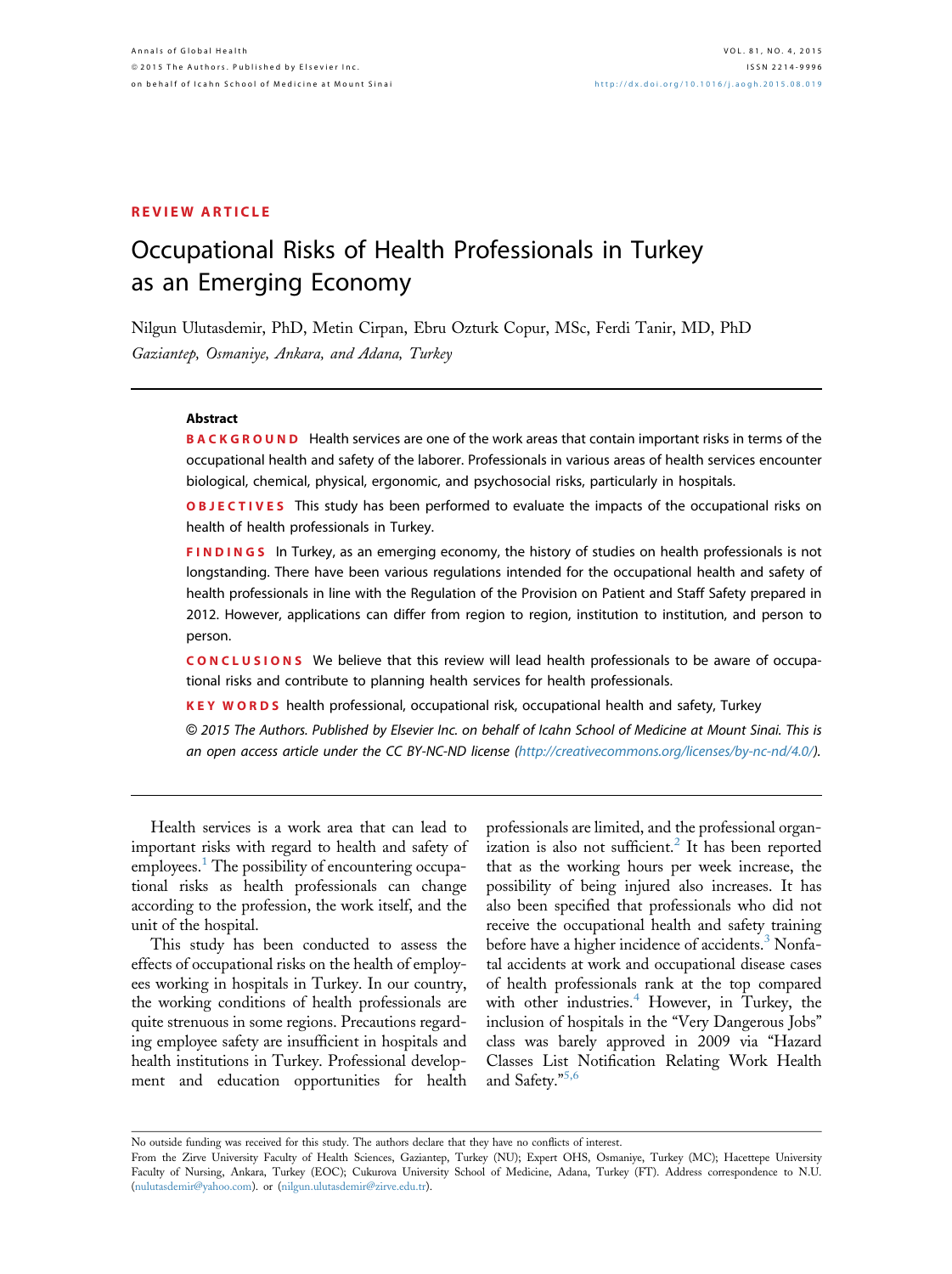REVIEW ARTICLE

# Occupational Risks of Health Professionals in Turkey as an Emerging Economy

Nilgun Ulutasdemir, PhD, Metin Cirpan, Ebru Ozturk Copur, MSc, Ferdi Tanir, MD, PhD

*Gaziantep, Osmaniye, Ankara, and Adana, Turkey*

## Abstract

**BACKGROUND** Health services are one of the work areas that contain important risks in terms of the occupational health and safety of the laborer. Professionals in various areas of health services encounter biological, chemical, physical, ergonomic, and psychosocial risks, particularly in hospitals.

**OBJECTIVES** This study has been performed to evaluate the impacts of the occupational risks on health of health professionals in Turkey.

**FINDINGS** In Turkey, as an emerging economy, the history of studies on health professionals is not longstanding. There have been various regulations intended for the occupational health and safety of health professionals in line with the Regulation of the Provision on Patient and Staff Safety prepared in 2012. However, applications can differ from region to region, institution to institution, and person to person.

**CONCLUSIONS** We believe that this review will lead health professionals to be aware of occupational risks and contribute to planning health services for health professionals.

**KEY WORDS** health professional, occupational risk, occupational health and safety, Turkey

*© 2015 The Authors. Published by Elsevier Inc. on behalf of Icahn School of Medicine at Mount Sinai. This is an open access article under the CC BY-NC-ND license (http://creativecommons.org/licenses/by-nc-nd/4.0/).*

Health services is a work area that can lead to important risks with regard to health and safety of employees.[1] The possibility of encountering occupational risks as health professionals can change according to the profession, the work itself, and the unit of the hospital.

This study has been conducted to assess the effects of occupational risks on the health of employees working in hospitals in Turkey. In our country, the working conditions of health professionals are quite strenuous in some regions. Precautions regarding employee safety are insufficient in hospitals and health institutions in Turkey. Professional development and education opportunities for health professionals are limited, and the professional organization is also not sufficient.[2] It has been reported that as the working hours per week increase, the possibility of being injured also increases. It has also been specified that professionals who did not receive the occupational health and safety training before have a higher incidence of accidents.[3] Nonfatal accidents at work and occupational disease cases of health professionals rank at the top compared with other industries.[4] However, in Turkey, the inclusion of hospitals in the "Very Dangerous Jobs" class was barely approved in 2009 via "Hazard Classes List Notification Relating Work Health and Safety."[5,6]

No outside funding was received for this study. The authors declare that they have no conflicts of interest.

From the Zirve University Faculty of Health Sciences, Gaziantep, Turkey (NU); Expert OHS, Osmaniye, Turkey (MC); Hacettepe University Faculty of Nursing, Ankara, Turkey (EOC); Cukurova University School of Medicine, Adana, Turkey (FT). Address correspondence to N.U. (nulutasdemir@yahoo.com). or (nilgun.ulutasdemir@zirve.edu.tr).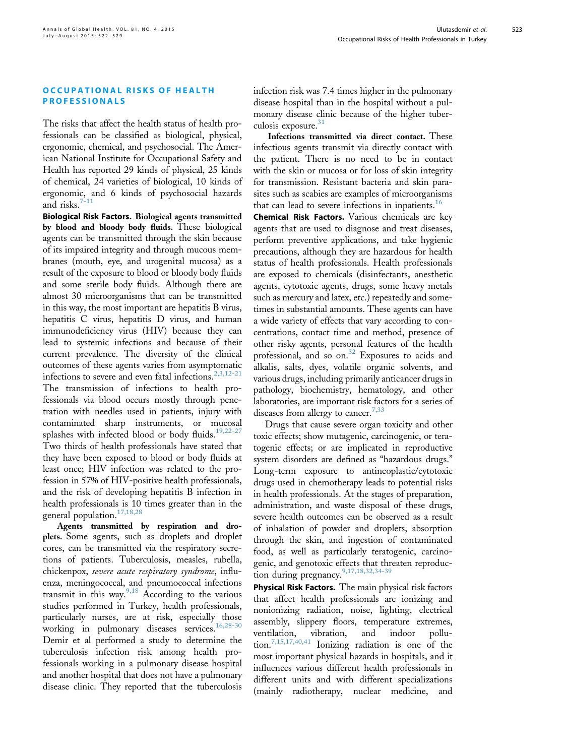## OCCUPATIONAL RISKS OF HEALTH PROFESSIONALS

The risks that affect the health status of health professionals can be classified as biological, physical, ergonomic, chemical, and psychosocial. The American National Institute for Occupational Safety and Health has reported 29 kinds of physical, 25 kinds of chemical, 24 varieties of biological, 10 kinds of ergonomic, and 6 kinds of psychosocial hazards and risks.[7-11]

**Biological Risk Factors. Biological agents transmitted by blood and bloody body fluids.** These biological agents can be transmitted through the skin because of its impaired integrity and through mucous membranes (mouth, eye, and urogenital mucosa) as a result of the exposure to blood or bloody body fluids and some sterile body fluids. Although there are almost 30 microorganisms that can be transmitted in this way, the most important are hepatitis B virus, hepatitis C virus, hepatitis D virus, and human immunodeficiency virus (HIV) because they can lead to systemic infections and because of their current prevalence. The diversity of the clinical outcomes of these agents varies from asymptomatic infections to severe and even fatal infections.[2,3,12-21] The transmission of infections to health professionals via blood occurs mostly through penetration with needles used in patients, injury with contaminated sharp instruments, or mucosal splashes with infected blood or body fluids.[19,22-27] Two thirds of health professionals have stated that they have been exposed to blood or body fluids at least once; HIV infection was related to the profession in 57% of HIV-positive health professionals, and the risk of developing hepatitis B infection in health professionals is 10 times greater than in the general population.[17,18,28]

**Agents transmitted by respiration and droplets.** Some agents, such as droplets and droplet cores, can be transmitted via the respiratory secretions of patients. Tuberculosis, measles, rubella, chickenpox, *severe acute respiratory syndrome*, influenza, meningococcal, and pneumococcal infections transmit in this way.[9,18] According to the various studies performed in Turkey, health professionals, particularly nurses, are at risk, especially those working in pulmonary diseases services.[16,28-30] Demir et al performed a study to determine the tuberculosis infection risk among health professionals working in a pulmonary disease hospital and another hospital that does not have a pulmonary disease clinic. They reported that the tuberculosis infection risk was 7.4 times higher in the pulmonary disease hospital than in the hospital without a pulmonary disease clinic because of the higher tuberculosis exposure.[31]

**Infections transmitted via direct contact.** These infectious agents transmit via directly contact with the patient. There is no need to be in contact with the skin or mucosa or for loss of skin integrity for transmission. Resistant bacteria and skin parasites such as scabies are examples of microorganisms that can lead to severe infections in inpatients.[16]

**Chemical Risk Factors.** Various chemicals are key agents that are used to diagnose and treat diseases, perform preventive applications, and take hygienic precautions, although they are hazardous for health status of health professionals. Health professionals are exposed to chemicals (disinfectants, anesthetic agents, cytotoxic agents, drugs, some heavy metals such as mercury and latex, etc.) repeatedly and sometimes in substantial amounts. These agents can have a wide variety of effects that vary according to concentrations, contact time and method, presence of other risky agents, personal features of the health professional, and so on.[32] Exposures to acids and alkalis, salts, dyes, volatile organic solvents, and various drugs, including primarily anticancer drugs in pathology, biochemistry, hematology, and other laboratories, are important risk factors for a series of diseases from allergy to cancer.[7,33]

Drugs that cause severe organ toxicity and other toxic effects; show mutagenic, carcinogenic, or teratogenic effects; or are implicated in reproductive system disorders are defined as "hazardous drugs." Long-term exposure to antineoplastic/cytotoxic drugs used in chemotherapy leads to potential risks in health professionals. At the stages of preparation, administration, and waste disposal of these drugs, severe health outcomes can be observed as a result of inhalation of powder and droplets, absorption through the skin, and ingestion of contaminated food, as well as particularly teratogenic, carcinogenic, and genotoxic effects that threaten reproduction during pregnancy.[9,17,18,32,34-39]

**Physical Risk Factors.** The main physical risk factors that affect health professionals are ionizing and nonionizing radiation, noise, lighting, electrical assembly, slippery floors, temperature extremes, ventilation, vibration, and indoor pollution.[7,15,17,40,41] Ionizing radiation is one of the most important physical hazards in hospitals, and it influences various different health professionals in different units and with different specializations (mainly radiotherapy, nuclear medicine, and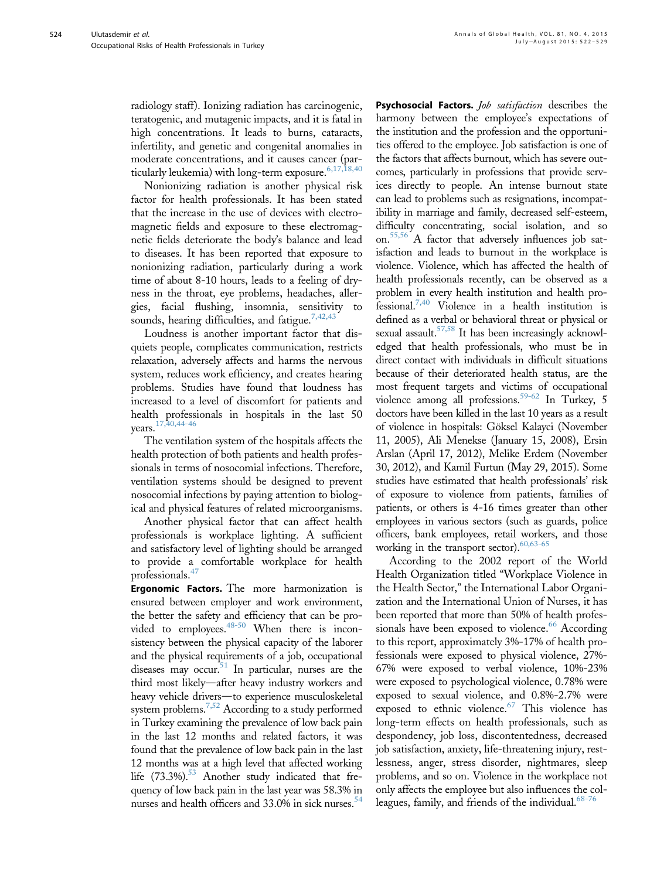radiology staff). Ionizing radiation has carcinogenic, teratogenic, and mutagenic impacts, and it is fatal in high concentrations. It leads to burns, cataracts, infertility, and genetic and congenital anomalies in moderate concentrations, and it causes cancer (particularly leukemia) with long-term exposure.[6,17,18,40]

Nonionizing radiation is another physical risk factor for health professionals. It has been stated that the increase in the use of devices with electromagnetic fields and exposure to these electromagnetic fields deteriorate the body's balance and lead to diseases. It has been reported that exposure to nonionizing radiation, particularly during a work time of about 8-10 hours, leads to a feeling of dryness in the throat, eye problems, headaches, allergies, facial flushing, insomnia, sensitivity to sounds, hearing difficulties, and fatigue.[7,42,43]

Loudness is another important factor that disquiets people, complicates communication, restricts relaxation, adversely affects and harms the nervous system, reduces work efficiency, and creates hearing problems. Studies have found that loudness has increased to a level of discomfort for patients and health professionals in hospitals in the last 50 years.[17,40,44-46]

The ventilation system of the hospitals affects the health protection of both patients and health professionals in terms of nosocomial infections. Therefore, ventilation systems should be designed to prevent nosocomial infections by paying attention to biological and physical features of related microorganisms.

Another physical factor that can affect health professionals is workplace lighting. A sufficient and satisfactory level of lighting should be arranged to provide a comfortable workplace for health professionals.[47]

**Ergonomic Factors.** The more harmonization is ensured between employer and work environment, the better the safety and efficiency that can be provided to employees.[48-50] When there is inconsistency between the physical capacity of the laborer and the physical requirements of a job, occupational diseases may occur.[51] In particular, nurses are the third most likely—after heavy industry workers and heavy vehicle drivers—to experience musculoskeletal system problems.[7,52] According to a study performed in Turkey examining the prevalence of low back pain in the last 12 months and related factors, it was found that the prevalence of low back pain in the last 12 months was at a high level that affected working life (73.3%).[53] Another study indicated that frequency of low back pain in the last year was 58.3% in nurses and health officers and 33.0% in sick nurses.[54]

**Psychosocial Factors.** *Job satisfaction* describes the harmony between the employee's expectations of the institution and the profession and the opportunities offered to the employee. Job satisfaction is one of the factors that affects burnout, which has severe outcomes, particularly in professions that provide services directly to people. An intense burnout state can lead to problems such as resignations, incompatibility in marriage and family, decreased self-esteem, difficulty concentrating, social isolation, and so on.[55,56] A factor that adversely influences job satisfaction and leads to burnout in the workplace is violence. Violence, which has affected the health of health professionals recently, can be observed as a problem in every health institution and health professional.[7,40] Violence in a health institution is defined as a verbal or behavioral threat or physical or sexual assault.[57,58] It has been increasingly acknowledged that health professionals, who must be in direct contact with individuals in difficult situations because of their deteriorated health status, are the most frequent targets and victims of occupational violence among all professions.[59-62] In Turkey, 5 doctors have been killed in the last 10 years as a result of violence in hospitals: Göksel Kalayci (November 11, 2005), Ali Menekse (January 15, 2008), Ersin Arslan (April 17, 2012), Melike Erdem (November 30, 2012), and Kamil Furtun (May 29, 2015). Some studies have estimated that health professionals' risk of exposure to violence from patients, families of patients, or others is 4-16 times greater than other employees in various sectors (such as guards, police officers, bank employees, retail workers, and those working in the transport sector).[60,63-65]

According to the 2002 report of the World Health Organization titled "Workplace Violence in the Health Sector," the International Labor Organization and the International Union of Nurses, it has been reported that more than 50% of health professionals have been exposed to violence.[66] According to this report, approximately 3%-17% of health professionals were exposed to physical violence, 27%-67% were exposed to verbal violence, 10%-23% were exposed to psychological violence, 0.78% were exposed to sexual violence, and 0.8%-2.7% were exposed to ethnic violence.[67] This violence has long-term effects on health professionals, such as despondency, job loss, discontentedness, decreased job satisfaction, anxiety, life-threatening injury, restlessness, anger, stress disorder, nightmares, sleep problems, and so on. Violence in the workplace not only affects the employee but also influences the colleagues, family, and friends of the individual.[68-76]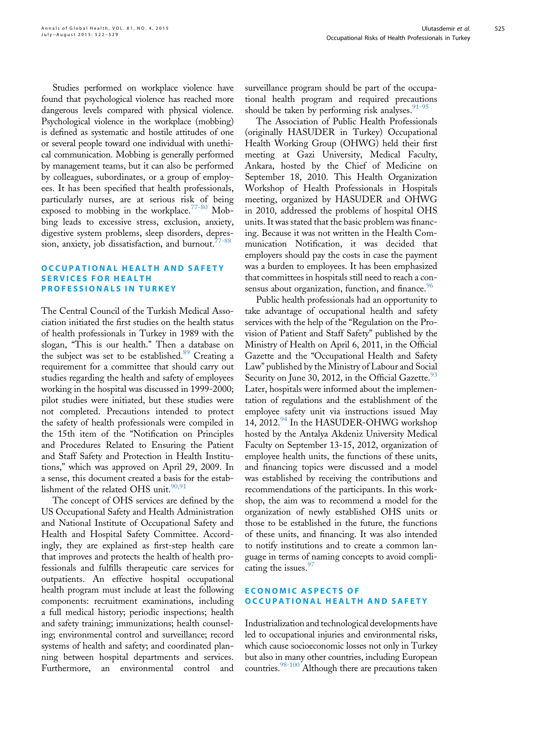Studies performed on workplace violence have found that psychological violence has reached more dangerous levels compared with physical violence. Psychological violence in the workplace (mobbing) is defined as systematic and hostile attitudes of one or several people toward one individual with unethical communication. Mobbing is generally performed by management teams, but it can also be performed by colleagues, subordinates, or a group of employees. It has been specified that health professionals, particularly nurses, are at serious risk of being exposed to mobbing in the workplace.[77-80] Mobbing leads to excessive stress, exclusion, anxiety, digestive system problems, sleep disorders, depression, anxiety, job dissatisfaction, and burnout.[77-88]

## OCCUPATIONAL HEALTH AND SAFETY SERVICES FOR HEALTH PROFESSIONALS IN TURKEY

The Central Council of the Turkish Medical Association initiated the first studies on the health status of health professionals in Turkey in 1989 with the slogan, "This is our health." Then a database on the subject was set to be established.[89] Creating a requirement for a committee that should carry out studies regarding the health and safety of employees working in the hospital was discussed in 1999-2000; pilot studies were initiated, but these studies were not completed. Precautions intended to protect the safety of health professionals were compiled in the 15th item of the "Notification on Principles and Procedures Related to Ensuring the Patient and Staff Safety and Protection in Health Institutions," which was approved on April 29, 2009. In a sense, this document created a basis for the establishment of the related OHS unit.[90,91]

The concept of OHS services are defined by the US Occupational Safety and Health Administration and National Institute of Occupational Safety and Health and Hospital Safety Committee. Accordingly, they are explained as first-step health care that improves and protects the health of health professionals and fulfills therapeutic care services for outpatients. An effective hospital occupational health program must include at least the following components: recruitment examinations, including a full medical history; periodic inspections; health and safety training; immunizations; health counseling; environmental control and surveillance; record systems of health and safety; and coordinated planning between hospital departments and services. Furthermore, an environmental control and surveillance program should be part of the occupational health program and required precautions should be taken by performing risk analyses.[91-95]

The Association of Public Health Professionals (originally HASUDER in Turkey) Occupational Health Working Group (OHWG) held their first meeting at Gazi University, Medical Faculty, Ankara, hosted by the Chief of Medicine on September 18, 2010. This Health Organization Workshop of Health Professionals in Hospitals meeting, organized by HASUDER and OHWG in 2010, addressed the problems of hospital OHS units. It was stated that the basic problem was financing. Because it was not written in the Health Communication Notification, it was decided that employers should pay the costs in case the payment was a burden to employees. It has been emphasized that committees in hospitals still need to reach a consensus about organization, function, and finance.[96]

Public health professionals had an opportunity to take advantage of occupational health and safety services with the help of the "Regulation on the Provision of Patient and Staff Safety" published by the Ministry of Health on April 6, 2011, in the Official Gazette and the "Occupational Health and Safety Law" published by the Ministry of Labour and Social Security on June 30, 2012, in the Official Gazette.[93] Later, hospitals were informed about the implementation of regulations and the establishment of the employee safety unit via instructions issued May 14, 2012.[94] In the HASUDER-OHWG workshop hosted by the Antalya Akdeniz University Medical Faculty on September 13-15, 2012, organization of employee health units, the functions of these units, and financing topics were discussed and a model was established by receiving the contributions and recommendations of the participants. In this workshop, the aim was to recommend a model for the organization of newly established OHS units or those to be established in the future, the functions of these units, and financing. It was also intended to notify institutions and to create a common language in terms of naming concepts to avoid complicating the issues.[97]

## ECONOMIC ASPECTS OF OCCUPATIONAL HEALTH AND SAFETY

Industrialization and technological developments have led to occupational injuries and environmental risks, which cause socioeconomic losses not only in Turkey but also in many other countries, including European countries.[98-100] Although there are precautions taken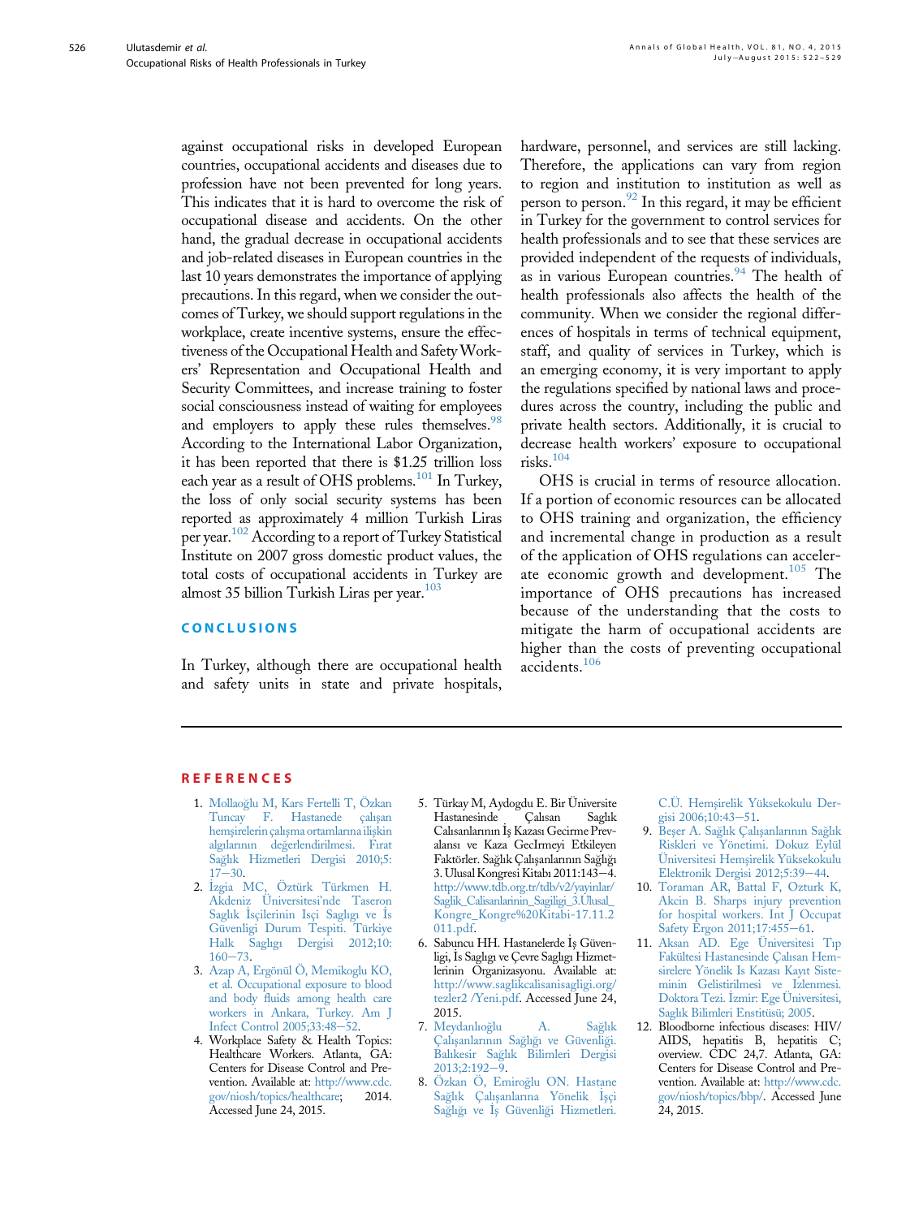against occupational risks in developed European countries, occupational accidents and diseases due to profession have not been prevented for long years. This indicates that it is hard to overcome the risk of occupational disease and accidents. On the other hand, the gradual decrease in occupational accidents and job-related diseases in European countries in the last 10 years demonstrates the importance of applying precautions. In this regard, when we consider the outcomes of Turkey, we should support regulations in the workplace, create incentive systems, ensure the effectiveness of the Occupational Health and Safety Workers' Representation and Occupational Health and Security Committees, and increase training to foster social consciousness instead of waiting for employees and employers to apply these rules themselves.[98] According to the International Labor Organization, it has been reported that there is $1.25 trillion loss each year as a result of OHS problems.[101] In Turkey, the loss of only social security systems has been reported as approximately 4 million Turkish Liras per year.[102] According to a report of Turkey Statistical Institute on 2007 gross domestic product values, the total costs of occupational accidents in Turkey are almost 35 billion Turkish Liras per year.[103]

## CONCLUSIONS

In Turkey, although there are occupational health and safety units in state and private hospitals, hardware, personnel, and services are still lacking. Therefore, the applications can vary from region to region and institution to institution as well as person to person.[92] In this regard, it may be efficient in Turkey for the government to control services for health professionals and to see that these services are provided independent of the requests of individuals, as in various European countries.[94] The health of health professionals also affects the health of the community. When we consider the regional differences of hospitals in terms of technical equipment, staff, and quality of services in Turkey, which is an emerging economy, it is very important to apply the regulations specified by national laws and procedures across the country, including the public and private health sectors. Additionally, it is crucial to decrease health workers' exposure to occupational risks.[104]

OHS is crucial in terms of resource allocation. If a portion of economic resources can be allocated to OHS training and organization, the efficiency and incremental change in production as a result of the application of OHS regulations can accelerate economic growth and development.[105] The importance of OHS precautions has increased because of the understanding that the costs to mitigate the harm of occupational accidents are higher than the costs of preventing occupational accidents.[106]

## REFERENCES

1. Mollaoğlu M, Kars Fertelli T, Özkan Tuncay F. Hastanede çalışan hemşirelerin çalışma ortamlarına ilişkin algılarının değerlendirilmesi. Fırat Sağlık Hizmetleri Dergisi 2010;5:17–30.
2. İzgia MC, Öztürk Türkmen H. Akdeniz Üniversitesi'nde Taseron Sağlık İşçilerinin Isçi Saglıgı ve İs Güvenligi Durum Tespiti. Türkiye Halk Sağlıgı Dergisi 2012;10:160–73.
3. Azap A, Ergönül Ö, Memikoglu KO, et al. Occupational exposure to blood and body fluids among health care workers in Ankara, Turkey. Am J Infect Control 2005;33:48–52.
4. Workplace Safety & Health Topics: Healthcare Workers. Atlanta, GA: Centers for Disease Control and Prevention. Available at: http://www.cdc.gov/niosh/topics/healthcare; 2014. Accessed June 24, 2015.
5. Türkay M, Aydogdu E. Bir Üniversite Hastanesinde Çalısan Sağlık Calısanlarının İş Kazası Gecirme Prevalansı ve Kaza GecIrmeyi Etkileyen Faktörler. Sağlık Çalışanlarının Sağlığı 3. Ulusal Kongresi Kitabı 2011:143–4. http://www.tdb.org.tr/tdb/v2/yayinlar/Saglik_Calisanlarinin_Sagiligi_3.Ulusal_Kongre_Kongre%20Kitabi-17.11.2011.pdf.
6. Sabuncu HH. Hastanelerde İş Güvenligi, İs Saglıgı ve Çevre Saglıgı Hizmetlerinin Organizasyonu. Available at: http://www.saglikcalisanisagligi.org/tezler2 /Yeni.pdf. Accessed June 24, 2015.
7. Meydanlıoğlu A. Sağlık Çalışanlarının Sağlığı ve Güvenliği. Balıkesir Sağlık Bilimleri Dergisi 2013;2:192–9.
8. Özkan Ö, Emiroğlu ON. Hastane Sağlık Çalışanlarına Yönelik İşçi Sağlığı ve İş Güvenliği Hizmetleri. C.Ü. Hemşirelik Yüksekokulu Dergisi 2006;10:43–51.
9. Beşer A. Sağlık Çalışanlarının Sağlık Riskleri ve Yönetimi. Dokuz Eylül Üniversitesi Hemşirelik Yüksekokulu Elektronik Dergisi 2012;5:39–44.
10. Toraman AR, Battal F, Ozturk K, Akcin B. Sharps injury prevention for hospital workers. Int J Occupat Safety Ergon 2011;17:455–61.
11. Aksan AD. Ege Üniversitesi Tıp Fakültesi Hastanesinde Çalısan Hemsirelere Yönelik Is Kazası Kayıt Sisteminin Gelistirilmesi ve Izlenmesi. Doktora Tezi. İzmir: Ege Üniversitesi, Sağlık Bilimleri Enstitüsü; 2005.
12. Bloodborne infectious diseases: HIV/AIDS, hepatitis B, hepatitis C; overview. CDC 24,7. Atlanta, GA: Centers for Disease Control and Prevention. Available at: http://www.cdc.gov/niosh/topics/bbp/. Accessed June 24, 2015.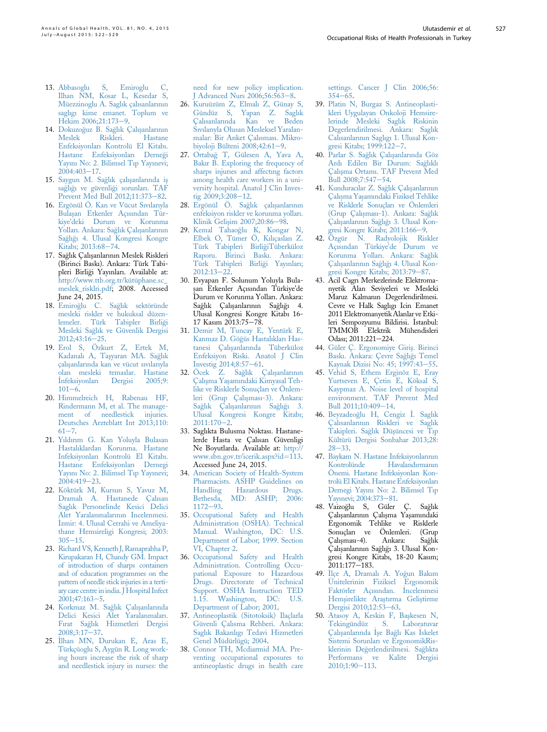13. Abbasoglu S, Emiroglu C, Ilhan NM, Kosar L, Kesedar S, Müezzinoglu A. Saglık çalısanlarının saglıgı kime emanet. Toplum ve Hekim 2006;21:173–9.
14. Dokuzoğuz B. Sağlık Çalışanlarının Meslek Riskleri. Hastane Enfeksiyonları Kontrolü El Kitabı. Hastane Enfeksiyonları Derneği Yayını No: 2. Bilimsel Tıp Yayınevi; 2004:403–17.
15. Saygun M. Sağlık çalışanlarında iş sağlığı ve güvenliği sorunları. TAF Prevent Med Bull 2012;11:373–82.
16. Ergönül Ö. Kan ve Vücut Sıvılarıyla Bulaşan Etkenler Açısından Türkiye'deki Durum ve Korunma Yolları. Ankara: Sağlık Çalışanlarının Sağlığı 4. Ulusal Kongresi Kongre Kitabı; 2013:68–74.
17. Sağlık Çalışanlarının Meslek Riskleri (Birinci Baskı). Ankara: Türk Tabipleri Birliği Yayınları. Available at: http://www.ttb.org.tr/kütüphane.sc_meslek_risklri.pdf; 2008. Accessed June 24, 2015.
18. Emiroğlu C. Sağlık sektöründe mesleki riskler ve hukuksal düzenlemeler. Türk Tabipler Birliği Mesleki Sağlık ve Güvenlik Dergisi 2012;43:16–25.
19. Erol S, Özkurt Z, Ertek M, Kadanalı A, Taşyaran MA. Sağlık çalışanlarında kan ve vücut sıvılarıyla olan mesleki temaslar. Hastane İnfeksiyonları Dergisi 2005;9:101–6.
20. Himmelreich H, Rabenau HF, Rindermann M, et al. The management of needlestick injuries. Deutsches Arzteblatt Int 2013;110:61–7.
21. Yıldırım G. Kan Yoluyla Bulasan Hastalıklardan Korunma. Hastane Infeksiyonları Kontrolü El Kitabı. Hastane Enfeksiyonları Dernegi Yayını No: 2. Bilimsel Tıp Yayınevi; 2004:419–23.
22. Köktürk M, Kursun S, Yavuz M, Dramalı A. Hastanede Çalısan Saglık Personelinde Kesici Delici Alet Yaralanmalarının Incelenmesi. İzmir: 4. Ulusal Cerrahi ve Ameliyathane Hemsireligi Kongresi; 2003:305–15.
23. Richard VS, Kenneth J, Ramaprabha P, Kirupakaran H, Chandy GM. Impact of introduction of sharps containers and of education programmes on the pattern of needle stick injuries in a tertiary care centre in india. J Hospital Infect 2001;47:163–5.
24. Korkmaz M. Sağlık Çalışanlarında Delici Kesici Alet Yaralanmaları. Fırat Sağlık Hizmetleri Dergisi 2008;3:17–37.
25. İlhan MN, Durukan E, Aras E, Türkçüoglu S, Aygün R. Long working hours increase the risk of sharp and needlestick injury in nurses: the need for new policy implication. J Advanced Nurs 2006;56:563–8.
26. Kuruüzüm Z, Elmalı Z, Günay S, Gündüz S, Yapan Z. Saglık Çalısanlarında Kan ve Beden Sıvılarıyla Olusan Mesleksel Yaralanmalar: Bir Anket Çalısması. Mikrobiyoloji Bülteni 2008;42:61–9.
27. Ortabağ T, Gülesen A, Yava A, Bakır B. Exploring the frequency of sharps injuries and affecting factors among health care workers in a university hospital. Anatol J Clin Investig 2009;3:208–12.
28. Ergönül Ö. Sağlık çalışanlarının enfeksiyon riskler ve korunma yolları. Klinik Gelişim 2007;20:86–98.
29. Kemal Tahaoğlu K, Kongar N, Elbek O, Tümer Ö, Kılıçaslan Z. Türk Tabipleri BirliğiTüberküloz Raporu. Birinci Baskı. Ankara: Türk Tabipleri Birliği Yayınları; 2012:13–22.
30. Evyapan F. Solunum Yoluyla Bulaşan Etkenler Açısından Türkiye'de Durum ve Korunma Yolları. Ankara: Sağlık Çalışanlarının Sağlığı 4. Ulusal Kongresi Kongre Kitabı 16-17 Kasım 2013:75–78.
31. Demir M, Tuncay E, Yentürk E, Kanmaz D. Göğüs Hastalıkları Hastanesi Çalışanlarında Tüberküloz Enfeksiyon Riski. Anatol J Clin Investig 2014;8:57–61.
32. Öcek Z. Sağlık Çalışanlarının Çalışma Yaşamındaki Kimyasal Tehlike ve Risklerle Sonuçları ve Önlemleri (Grup Çalışması-3). Ankara: Sağlık Çalışanlarının Sağlığı 3. Ulusal Kongresi Kongre Kitabı; 2011:170–2.
33. Saglıkta Bulusma Noktası. Hastanelerde Hasta ve Çalısan Güvenligi Ne Boyutlarda. Available at: http://www.sbn.gov.tr/icerik.aspx?id=113. Accessed June 24, 2015.
34. American Society of Health-System Pharmacists. ASHP Guidelines on Handling Hazardous Drugs. Bethesda, MD: ASHP; 2006:1172–93.
35. Occupational Safety and Health Administration (OSHA). Technical Manual. Washington, DC: U.S. Department of Labor; 1999. Section VI, Chapter 2.
36. Occupational Safety and Health Administration. Controlling Occupational Exposure to Hazardous Drugs. Directorate of Technical Support. OSHA Instruction TED 1.15. Washington, DC: U.S. Department of Labor; 2001.
37. Antineoplastik (Sitotoksik) Ilaçlarla Güvenli Çalısma Rehberi. Ankara: Saglık Bakanlıgı Tedavi Hizmetleri Genel Müdürlügü; 2004.
38. Connor TH, Mcdiarmid MA. Preventing occupational exposures to antineoplastic drugs in health care settings. Cancer J Clin 2006;56:354–65.
39. Platin N, Burgaz S. Antineoplastikleri Uygulayan Onkoloji Hemsirelerinde Mesleki Saglık Riskinin Degerlendirilmesi. Ankara: Saglık Calısanlarının Saglıgı 1. Ulusal Kongresi Kitabı; 1999:122–7.
40. Parlar S. Sağlık Çalışanlarında Göz Ardı Edilen Bir Durum: Sağlıklı Çalışma Ortamı. TAF Prevent Med Bull 2008;7:547–54.
41. Kunduracılar Z. Sağlık Çalışanlarının Çalışma Yaşamındaki Fiziksel Tehlike ve Risklerle Sonuçları ve Önlemleri (Grup Çalışması-1). Ankara: Sağlık Çalışanlarının Sağlığı 3. Ulusal Kongresi Kongre Kitabı; 2011:166–9.
42. Özgür N. Radyolojik Riskler Açısından Türkiye'de Durum ve Korunma Yolları. Ankara: Sağlık Çalışanlarının Sağlığı 4. Ulusal Kongresi Kongre Kitabı; 2013:79–87.
43. Acil Cagrı Merkezlerinde Elektromanyetik Alan Seviyeleri ve Mesleki Maruz Kalmanın Degerlendirilmesi. Cevre ve Halk Saglıgı Icin Emanet 2011 Elektromanyetik Alanlar ve Etkileri Sempozyumu Bildirisi. İstanbul: TMMOB Elektrik Mühendisleri Odası; 2011:221–224.
44. Güler Ç. Ergonomiye Giriş. Birinci Baskı. Ankara: Çevre Sağlığı Temel Kaynak Dizisi No: 45; 1997:43–55.
45. Vehid S, Ethem Erginöz E, Eray Yurtseven E, Çetin E, Köksal S, Kaypmaz A. Noise level of hospital environment. TAF Prevent Med Bull 2011;10:409–14.
46. Beyzadeoğlu H, Cengiz İ. Sağlık Çalışanlarının Riskleri ve Sağlık Takipleri. Sağlık Düşüncesi ve Tıp Kültürü Dergisi Sonbahar 2013;28:28–33.
47. Baykam N. Hastane Infeksiyonlarının Kontrolünde Havalandırmanın Önemi. Hastane Infeksiyonları Kontrolü El Kitabı. Hastane Enfeksiyonları Dernegi Yayını No: 2. Bilimsel Tıp Yayınevi; 2004:373–81.
48. Vaizoğlu S, Güler Ç. Sağlık Çalışanlarının Çalışma Yaşamındaki Ergonomik Tehlike ve Risklerle Sonuçları ve Önlemleri. (Grup Çalışması-4). Ankara: Sağlık Çalışanlarının Sağlığı 3. Ulusal Kongresi Kongre Kitabı, 18-20 Kasım; 2011:177–183.
49. İlçe A, Dramalı A. Yoğun Bakım Ünitelerinin Fiziksel Ergonomik Faktörler Açısından. İncelenmesi Hemşirelikte Araştırma Geliştirme Dergisi 2010;12:53–63.
50. Atasoy A, Keskin F, Başkesen N, Tekingündüz S. Laboratuvar Çalışanlarında İşe Bağlı Kas İskelet Sistemi Sorunları ve ErgonomikRisklerinin Değerlendirilmesi. Sağlıkta Performans ve Kalite Dergisi 2010;1:90–113.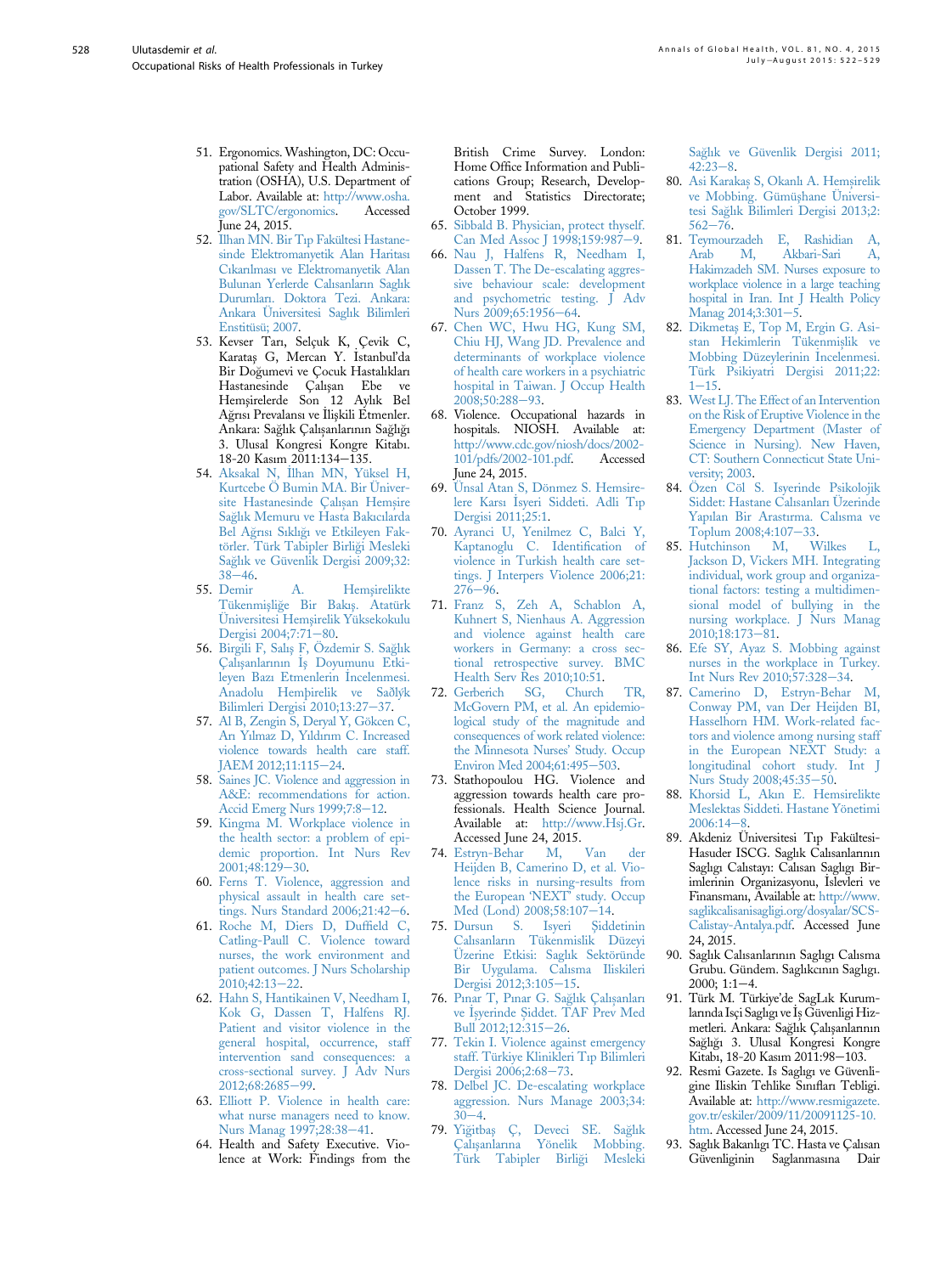51. Ergonomics. Washington, DC: Occupational Safety and Health Administration (OSHA), U.S. Department of Labor. Available at: http://www.osha.gov/SLTC/ergonomics. Accessed June 24, 2015.
52. Ilhan MN. Bir Tıp Fakültesi Hastanesinde Elektromanyetik Alan Haritası Cıkarılması ve Elektromanyetik Alan Bulunan Yerlerde Calısanların Saglık Durumları. Doktora Tezi. Ankara: Ankara Üniversitesi Saglık Bilimleri Enstitüsü; 2007.
53. Kevser Tarı, Selçuk K, Çevik C, Karataş G, Mercan Y. İstanbul'da Bir Doğumevi ve Çocuk Hastalıkları Hastanesinde Çalışan Ebe ve Hemşirelerde Son 12 Aylık Bel Ağrısı Prevalansı ve İlişkili Etmenler. Ankara: Sağlık Çalışanlarının Sağlığı 3. Ulusal Kongresi Kongre Kitabı. 18-20 Kasım 2011:134–135.
54. Aksakal N, İlhan MN, Yüksel H, Kurtcebe Ö Bumin MA. Bir Üniversite Hastanesinde Çalışan Hemşire Sağlık Memuru ve Hasta Bakıcılarda Bel Ağrısı Sıklığı ve Etkileyen Faktörler. Türk Tabipler Birliği Mesleki Sağlık ve Güvenlik Dergisi 2009;32:38–46.
55. Demir A. Hemşirelikte Tükenmişliğe Bir Bakış. Atatürk Üniversitesi Hemşirelik Yüksekokulu Dergisi 2004;7:71–80.
56. Birgili F, Salış F, Özdemir S. Sağlık Çalışanlarının İş Doyumunu Etkileyen Bazı Etmenlerin İncelenmesi. Anadolu Hemþirelik ve Saðlýk Bilimleri Dergisi 2010;13:27–37.
57. Al B, Zengin S, Deryal Y, Gökcen C, Arı Yılmaz D, Yıldırım C. Increased violence towards health care staff. JAEM 2012;11:115–24.
58. Saines JC. Violence and aggression in A&E: recommendations for action. Accid Emerg Nurs 1999;7:8–12.
59. Kingma M. Workplace violence in the health sector: a problem of epidemic proportion. Int Nurs Rev 2001;48:129–30.
60. Ferns T. Violence, aggression and physical assault in health care settings. Nurs Standard 2006;21:42–6.
61. Roche M, Diers D, Duffield C, Catling-Paull C. Violence toward nurses, the work environment and patient outcomes. J Nurs Scholarship 2010;42:13–22.
62. Hahn S, Hantikainen V, Needham I, Kok G, Dassen T, Halfens RJ. Patient and visitor violence in the general hospital, occurrence, staff intervention sand consequences: a cross-sectional survey. J Adv Nurs 2012;68:2685–99.
63. Elliott P. Violence in health care: what nurse managers need to know. Nurs Manag 1997;28:38–41.
64. Health and Safety Executive. Violence at Work: Findings from the British Crime Survey. London: Home Office Information and Publications Group; Research, Development and Statistics Directorate; October 1999.
65. Sibbald B. Physician, protect thyself. Can Med Assoc J 1998;159:987–9.
66. Nau J, Halfens R, Needham I, Dassen T. The De-escalating aggressive behaviour scale: development and psychometric testing. J Adv Nurs 2009;65:1956–64.
67. Chen WC, Hwu HG, Kung SM, Chiu HJ, Wang JD. Prevalence and determinants of workplace violence of health care workers in a psychiatric hospital in Taiwan. J Occup Health 2008;50:288–93.
68. Violence. Occupational hazards in hospitals. NIOSH. Available at: http://www.cdc.gov/niosh/docs/2002-101/pdfs/2002-101.pdf. Accessed June 24, 2015.
69. Ünsal Atan S, Dönmez S. Hemsirelere Karsı İsyeri Siddeti. Adli Tıp Dergisi 2011;25:1.
70. Ayranci U, Yenilmez C, Balci Y, Kaptanoglu C. Identification of violence in Turkish health care settings. J Interpers Violence 2006;21:276–96.
71. Franz S, Zeh A, Schablon A, Kuhnert S, Nienhaus A. Aggression and violence against health care workers in Germany: a cross sectional retrospective survey. BMC Health Serv Res 2010;10:51.
72. Gerberich SG, Church TR, McGovern PM, et al. An epidemiological study of the magnitude and consequences of work related violence: the Minnesota Nurses' Study. Occup Environ Med 2004;61:495–503.
73. Stathopoulou HG. Violence and aggression towards health care professionals. Health Science Journal. Available at: http://www.Hsj.Gr. Accessed June 24, 2015.
74. Estryn-Behar M, Van der Heijden B, Camerino D, et al. Violence risks in nursing-results from the European 'NEXT' study. Occup Med (Lond) 2008;58:107–14.
75. Dursun S. Isyeri Şiddetinin Calısanların Tükenmislik Düzeyi Üzerine Etkisi: Saglık Sektöründe Bir Uygulama. Calısma Iliskileri Dergisi 2012;3:105–15.
76. Pınar T, Pınar G. Sağlık Çalışanları ve İşyerinde Şiddet. TAF Prev Med Bull 2012;12:315–26.
77. Tekin I. Violence against emergency staff. Türkiye Klinikleri Tıp Bilimleri Dergisi 2006;2:68–73.
78. Delbel JC. De-escalating workplace aggression. Nurs Manage 2003;34:30–4.
79. Yiğitbaş Ç, Deveci SE. Sağlık Çalışanlarına Yönelik Mobbing. Türk Tabipler Birliği Mesleki Sağlık ve Güvenlik Dergisi 2011;42:23–8.
80. Asi Karakaş S, Okanlı A. Hemşirelik ve Mobbing. Gümüşhane Üniversitesi Sağlık Bilimleri Dergisi 2013;2:562–76.
81. Teymourzadeh E, Rashidian A, Arab M, Akbari-Sari A, Hakimzadeh SM. Nurses exposure to workplace violence in a large teaching hospital in Iran. Int J Health Policy Manag 2014;3:301–5.
82. Dikmetaş E, Top M, Ergin G. Asistan Hekimlerin Tükenmişlik ve Mobbing Düzeylerinin İncelenmesi. Türk Psikiyatri Dergisi 2011;22:1–15.
83. West LJ. The Effect of an Intervention on the Risk of Eruptive Violence in the Emergency Department (Master of Science in Nursing). New Haven, CT: Southern Connecticut State University; 2003.
84. Özen Cöl S. Isyerinde Psikolojik Siddet: Hastane Calısanları Üzerinde Yapılan Bir Arastırma. Calısma ve Toplum 2008;4:107–33.
85. Hutchinson M, Wilkes L, Jackson D, Vickers MH. Integrating individual, work group and organizational factors: testing a multidimensional model of bullying in the nursing workplace. J Nurs Manag 2010;18:173–81.
86. Efe SY, Ayaz S. Mobbing against nurses in the workplace in Turkey. Int Nurs Rev 2010;57:328–34.
87. Camerino D, Estryn-Behar M, Conway PM, van Der Heijden BI, Hasselhorn HM. Work-related factors and violence among nursing staff in the European NEXT Study: a longitudinal cohort study. Int J Nurs Study 2008;45:35–50.
88. Khorsid L, Akın E. Hemsirelikte Meslektas Siddeti. Hastane Yönetimi 2006:14–8.
89. Akdeniz Üniversitesi Tıp Fakültesi-Hasuder ISCG. Saglık Calısanlarının Saglıgı Calıstayı: Calısan Saglıgı Birimlerinin Organizasyonu, İslevleri ve Finansmanı, Available at: http://www.saglikcalisanisagligi.org/dosyalar/SCS-Calistay-Antalya.pdf. Accessed June 24, 2015.
90. Saglık Calısanlarının Saglıgı Calısma Grubu. Gündem. Saglıkcının Saglıgı. 2000; 1:1–4.
91. Türk M. Türkiye'de SagLık Kurumlarında Isçi Saglıgı ve İş Güvenligi Hizmetleri. Ankara: Sağlık Çalışanlarının Sağlığı 3. Ulusal Kongresi Kongre Kitabı, 18-20 Kasım 2011:98–103.
92. Resmi Gazete. Is Saglıgı ve Güvenligine Iliskin Tehlike Sınıfları Tebligi. Available at: http://www.resmigazete.gov.tr/eskiler/2009/11/20091125-10.htm. Accessed June 24, 2015.
93. Saglık Bakanlıgı TC. Hasta ve Çalısan Güvenliginin Saglanmasına Dair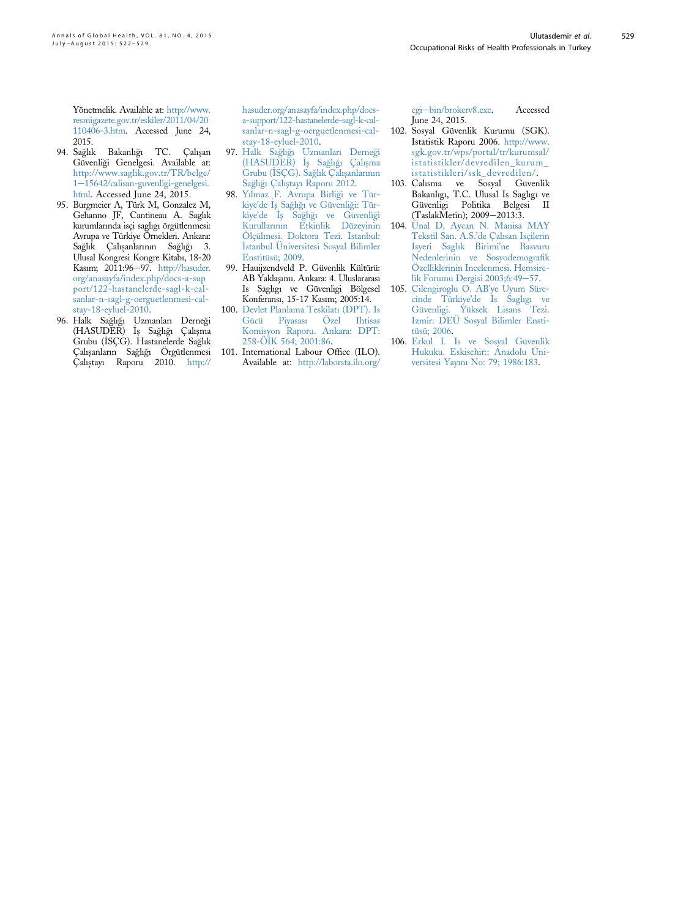Yönetmelik. Available at: http://www.resmigazete.gov.tr/eskiler/2011/04/20110406-3.htm. Accessed June 24, 2015.

94. Sağlık Bakanlığı TC. Çalışan Güvenliği Genelgesi. Available at: http://www.saglik.gov.tr/TR/belge/1—15642/calisan-guvenligi-genelgesi.html. Accessed June 24, 2015.
95. Burgmeier A, Türk M, Gonzalez M, Gehanno JF, Cantineau A. Sağlık kurumlarında işçi sağlığı örgütlenmesi: Avrupa ve Türkiye Örnekleri. Ankara: Sağlık Çalışanlarının Sağlığı 3. Ulusal Kongresi Kongre Kitabı, 18-20 Kasım; 2011:96—97. http://hasuder.org/anasayfa/index.php/docs-a-support/122-hastanelerde-sagl-k-cal-sanlar-n-sagl-g-oerguetlenmesi-cal-stay-18-eyluel-2010.
96. Halk Sağlığı Uzmanları Derneği (HASUDER) İş Sağlığı Çalışma Grubu (İSÇG). Hastanelerde Sağlık Çalışanların Sağlığı Örgütlenmesi Çalıştayı Raporu 2010. http://hasuder.org/anasayfa/index.php/docs-a-support/122-hastanelerde-sagl-k-cal-sanlar-n-sagl-g-oerguetlenmesi-cal-stay-18-eyluel-2010.
97. Halk Sağlığı Uzmanları Derneği (HASUDER) İş Sağlığı Çalışma Grubu (İSÇG). Sağlık Çalışanlarının Sağlığı Çalıştayı Raporu 2012.
98. Yılmaz F. Avrupa Birliği ve Türkiye'de İş Sağlığı ve Güvenliği: Türkiye'de İş Sağlığı ve Güvenliği Kurullarının Etkinlik Düzeyinin Ölçülmesi. Doktora Tezi. Istanbul: İstanbul Üniversitesi Sosyal Bilimler Enstitüsü; 2009.
99. Hauijzendveld P. Güvenlik Kültürü: AB Yaklaşımı. Ankara: 4. Uluslararası Is Saglıgı ve Güvenligi Bölgesel Konferansı, 15-17 Kasım; 2005:14.
100. Devlet Planlama Teskilatı (DPT). Is Gücü Piyasası Özel Ihtisas Komisyon Raporu. Ankara: DPT: 258-ÖİK 564; 2001:86.
101. International Labour Office (ILO). Available at: http://laborsta.ilo.org/cgi—bin/brokerv8.exe. Accessed June 24, 2015.
102. Sosyal Güvenlik Kurumu (SGK). Istatistik Raporu 2006. http://www.sgk.gov.tr/wps/portal/tr/kurumsal/istatistikler/devredilen_kurum_istatistikleri/ssk_devredilen/.
103. Calısma ve Sosyal Güvenlik Bakanlıgı, T.C. Ulusal Is Saglıgı ve Güvenligi Politika Belgesi II (TaslakMetin); 2009—2013:3.
104. Ünal D, Aycan N. Manisa MAY Tekstil San. A.S.'de Çalısan Isçilerin Isyeri Saglık Birimi'ne Basvuru Nedenlerinin ve Sosyodemografik Özelliklerinin Incelenmesi. Hemsirelik Forumu Dergisi 2003;6:49—57.
105. Cilengiroglu O. AB'ye Uyum Sürecinde Türkiye'de Is Saglıgı ve Güvenligi. Yüksek Lisans Tezi. Izmir: DEÜ Sosyal Bilimler Enstitüsü; 2006.
106. Erkul I. Is ve Sosyal Güvenlik Hukuku. Eskisehir:: Anadolu Üniversitesi Yayını No: 79; 1986:183.